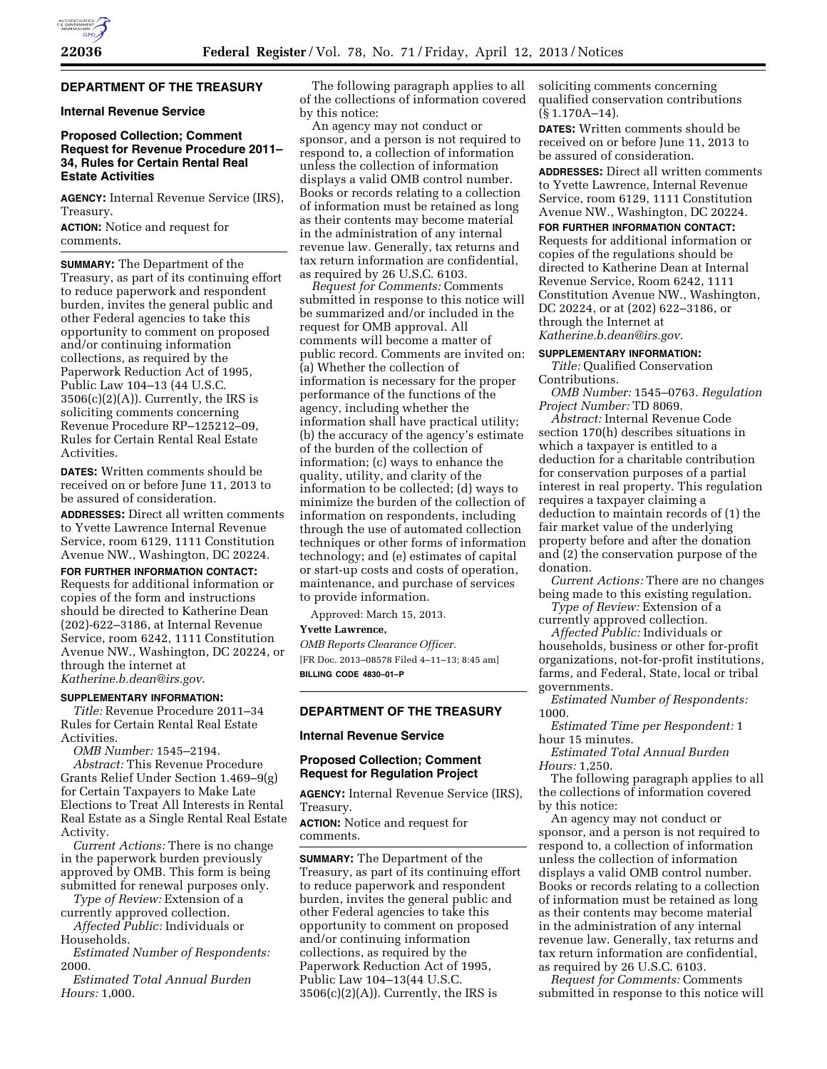## DEPARTMENT OF THE TREASURY

### Internal Revenue Service

### Proposed Collection; Comment Request for Revenue Procedure 2011–34, Rules for Certain Rental Real Estate Activities

**AGENCY:** Internal Revenue Service (IRS), Treasury.

**ACTION:** Notice and request for comments.

**SUMMARY:** The Department of the Treasury, as part of its continuing effort to reduce paperwork and respondent burden, invites the general public and other Federal agencies to take this opportunity to comment on proposed and/or continuing information collections, as required by the Paperwork Reduction Act of 1995, Public Law 104–13 (44 U.S.C. 3506(c)(2)(A)). Currently, the IRS is soliciting comments concerning Revenue Procedure RP–125212–09, Rules for Certain Rental Real Estate Activities.

**DATES:** Written comments should be received on or before June 11, 2013 to be assured of consideration.

**ADDRESSES:** Direct all written comments to Yvette Lawrence Internal Revenue Service, room 6129, 1111 Constitution Avenue NW., Washington, DC 20224.

**FOR FURTHER INFORMATION CONTACT:** Requests for additional information or copies of the form and instructions should be directed to Katherine Dean (202)-622–3186, at Internal Revenue Service, room 6242, 1111 Constitution Avenue NW., Washington, DC 20224, or through the internet at *Katherine.b.dean@irs.gov*.

**SUPPLEMENTARY INFORMATION:**

*Title:* Revenue Procedure 2011–34 Rules for Certain Rental Real Estate Activities.

*OMB Number:* 1545–2194.

*Abstract:* This Revenue Procedure Grants Relief Under Section 1.469–9(g) for Certain Taxpayers to Make Late Elections to Treat All Interests in Rental Real Estate as a Single Rental Real Estate Activity.

*Current Actions:* There is no change in the paperwork burden previously approved by OMB. This form is being submitted for renewal purposes only.

*Type of Review:* Extension of a currently approved collection.

*Affected Public:* Individuals or Households.

*Estimated Number of Respondents:* 2000.

*Estimated Total Annual Burden Hours:* 1,000.

The following paragraph applies to all of the collections of information covered by this notice:

An agency may not conduct or sponsor, and a person is not required to respond to, a collection of information unless the collection of information displays a valid OMB control number. Books or records relating to a collection of information must be retained as long as their contents may become material in the administration of any internal revenue law. Generally, tax returns and tax return information are confidential, as required by 26 U.S.C. 6103.

*Request for Comments:* Comments submitted in response to this notice will be summarized and/or included in the request for OMB approval. All comments will become a matter of public record. Comments are invited on: (a) Whether the collection of information is necessary for the proper performance of the functions of the agency, including whether the information shall have practical utility; (b) the accuracy of the agency's estimate of the burden of the collection of information; (c) ways to enhance the quality, utility, and clarity of the information to be collected; (d) ways to minimize the burden of the collection of information on respondents, including through the use of automated collection techniques or other forms of information technology; and (e) estimates of capital or start-up costs and costs of operation, maintenance, and purchase of services to provide information.

Approved: March 15, 2013.

**Yvette Lawrence,**

*OMB Reports Clearance Officer.*

[FR Doc. 2013–08578 Filed 4–11–13; 8:45 am]

**BILLING CODE 4830–01–P**

## DEPARTMENT OF THE TREASURY

### Internal Revenue Service

### Proposed Collection; Comment Request for Regulation Project

**AGENCY:** Internal Revenue Service (IRS), Treasury.

**ACTION:** Notice and request for comments.

**SUMMARY:** The Department of the Treasury, as part of its continuing effort to reduce paperwork and respondent burden, invites the general public and other Federal agencies to take this opportunity to comment on proposed and/or continuing information collections, as required by the Paperwork Reduction Act of 1995, Public Law 104–13(44 U.S.C. 3506(c)(2)(A)). Currently, the IRS is soliciting comments concerning qualified conservation contributions (§ 1.170A–14).

**DATES:** Written comments should be received on or before June 11, 2013 to be assured of consideration.

**ADDRESSES:** Direct all written comments to Yvette Lawrence, Internal Revenue Service, room 6129, 1111 Constitution Avenue NW., Washington, DC 20224.

**FOR FURTHER INFORMATION CONTACT:** Requests for additional information or copies of the regulations should be directed to Katherine Dean at Internal Revenue Service, Room 6242, 1111 Constitution Avenue NW., Washington, DC 20224, or at (202) 622–3186, or through the Internet at *Katherine.b.dean@irs.gov*.

**SUPPLEMENTARY INFORMATION:**

*Title:* Qualified Conservation Contributions.

*OMB Number:* 1545–0763. *Regulation Project Number:* TD 8069.

*Abstract:* Internal Revenue Code section 170(h) describes situations in which a taxpayer is entitled to a deduction for a charitable contribution for conservation purposes of a partial interest in real property. This regulation requires a taxpayer claiming a deduction to maintain records of (1) the fair market value of the underlying property before and after the donation and (2) the conservation purpose of the donation.

*Current Actions:* There are no changes being made to this existing regulation.

*Type of Review:* Extension of a currently approved collection.

*Affected Public:* Individuals or households, business or other for-profit organizations, not-for-profit institutions, farms, and Federal, State, local or tribal governments.

*Estimated Number of Respondents:* 1000.

*Estimated Time per Respondent:* 1 hour 15 minutes.

*Estimated Total Annual Burden Hours:* 1,250.

The following paragraph applies to all the collections of information covered by this notice:

An agency may not conduct or sponsor, and a person is not required to respond to, a collection of information unless the collection of information displays a valid OMB control number. Books or records relating to a collection of information must be retained as long as their contents may become material in the administration of any internal revenue law. Generally, tax returns and tax return information are confidential, as required by 26 U.S.C. 6103.

*Request for Comments:* Comments submitted in response to this notice will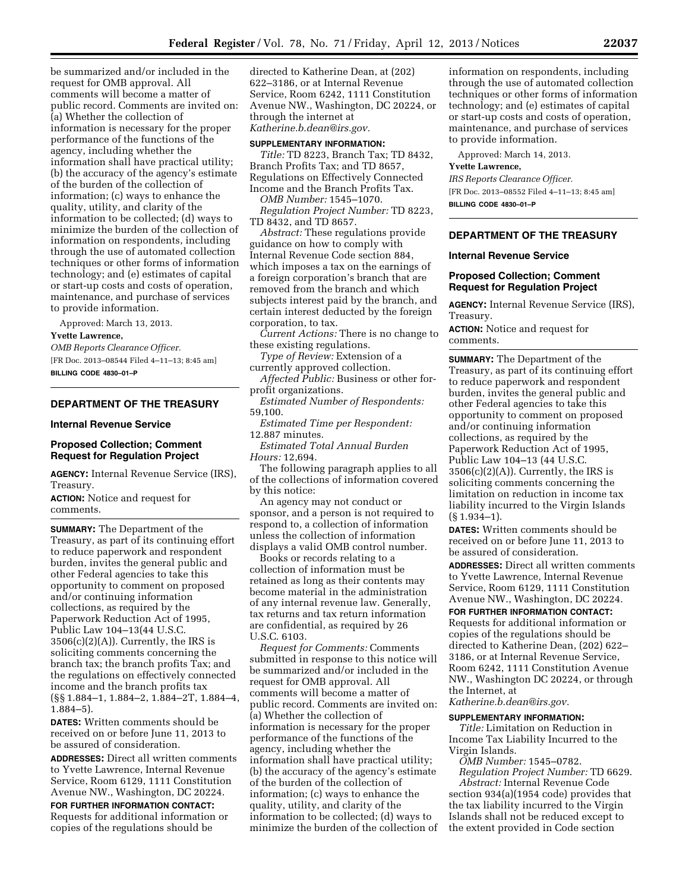be summarized and/or included in the request for OMB approval. All comments will become a matter of public record. Comments are invited on: (a) Whether the collection of information is necessary for the proper performance of the functions of the agency, including whether the information shall have practical utility; (b) the accuracy of the agency's estimate of the burden of the collection of information; (c) ways to enhance the quality, utility, and clarity of the information to be collected; (d) ways to minimize the burden of the collection of information on respondents, including through the use of automated collection techniques or other forms of information technology; and (e) estimates of capital or start-up costs and costs of operation, maintenance, and purchase of services to provide information.

Approved: March 13, 2013.

**Yvette Lawrence,**

*OMB Reports Clearance Officer.*

[FR Doc. 2013–08544 Filed 4–11–13; 8:45 am]

**BILLING CODE 4830–01–P**

## DEPARTMENT OF THE TREASURY

### Internal Revenue Service

### Proposed Collection; Comment Request for Regulation Project

**AGENCY:** Internal Revenue Service (IRS), Treasury.

**ACTION:** Notice and request for comments.

**SUMMARY:** The Department of the Treasury, as part of its continuing effort to reduce paperwork and respondent burden, invites the general public and other Federal agencies to take this opportunity to comment on proposed and/or continuing information collections, as required by the Paperwork Reduction Act of 1995, Public Law 104–13(44 U.S.C. 3506(c)(2)(A)). Currently, the IRS is soliciting comments concerning the branch tax; the branch profits Tax; and the regulations on effectively connected income and the branch profits tax (§§ 1.884–1, 1.884–2, 1.884–2T, 1.884–4, 1.884–5).

**DATES:** Written comments should be received on or before June 11, 2013 to be assured of consideration.

**ADDRESSES:** Direct all written comments to Yvette Lawrence, Internal Revenue Service, Room 6129, 1111 Constitution Avenue NW., Washington, DC 20224.

**FOR FURTHER INFORMATION CONTACT:** Requests for additional information or copies of the regulations should be directed to Katherine Dean, at (202) 622–3186, or at Internal Revenue Service, Room 6242, 1111 Constitution Avenue NW., Washington, DC 20224, or through the internet at *Katherine.b.dean@irs.gov.*

**SUPPLEMENTARY INFORMATION:**

*Title:* TD 8223, Branch Tax; TD 8432, Branch Profits Tax; and TD 8657, Regulations on Effectively Connected Income and the Branch Profits Tax.

*OMB Number:* 1545–1070.

*Regulation Project Number:* TD 8223, TD 8432, and TD 8657.

*Abstract:* These regulations provide guidance on how to comply with Internal Revenue Code section 884, which imposes a tax on the earnings of a foreign corporation's branch that are removed from the branch and which subjects interest paid by the branch, and certain interest deducted by the foreign corporation, to tax.

*Current Actions:* There is no change to these existing regulations.

*Type of Review:* Extension of a currently approved collection.

*Affected Public:* Business or other for-profit organizations.

*Estimated Number of Respondents:* 59,100.

*Estimated Time per Respondent:* 12.887 minutes.

*Estimated Total Annual Burden Hours:* 12,694.

The following paragraph applies to all of the collections of information covered by this notice:

An agency may not conduct or sponsor, and a person is not required to respond to, a collection of information unless the collection of information displays a valid OMB control number.

Books or records relating to a collection of information must be retained as long as their contents may become material in the administration of any internal revenue law. Generally, tax returns and tax return information are confidential, as required by 26 U.S.C. 6103.

*Request for Comments:* Comments submitted in response to this notice will be summarized and/or included in the request for OMB approval. All comments will become a matter of public record. Comments are invited on: (a) Whether the collection of information is necessary for the proper performance of the functions of the agency, including whether the information shall have practical utility; (b) the accuracy of the agency's estimate of the burden of the collection of information; (c) ways to enhance the quality, utility, and clarity of the information to be collected; (d) ways to minimize the burden of the collection of information on respondents, including through the use of automated collection techniques or other forms of information technology; and (e) estimates of capital or start-up costs and costs of operation, maintenance, and purchase of services to provide information.

Approved: March 14, 2013.

**Yvette Lawrence,**

*IRS Reports Clearance Officer.*

[FR Doc. 2013–08552 Filed 4–11–13; 8:45 am]

**BILLING CODE 4830–01–P**

## DEPARTMENT OF THE TREASURY

### Internal Revenue Service

### Proposed Collection; Comment Request for Regulation Project

**AGENCY:** Internal Revenue Service (IRS), Treasury.

**ACTION:** Notice and request for comments.

**SUMMARY:** The Department of the Treasury, as part of its continuing effort to reduce paperwork and respondent burden, invites the general public and other Federal agencies to take this opportunity to comment on proposed and/or continuing information collections, as required by the Paperwork Reduction Act of 1995, Public Law 104–13 (44 U.S.C. 3506(c)(2)(A)). Currently, the IRS is soliciting comments concerning the limitation on reduction in income tax liability incurred to the Virgin Islands (§ 1.934–1).

**DATES:** Written comments should be received on or before June 11, 2013 to be assured of consideration.

**ADDRESSES:** Direct all written comments to Yvette Lawrence, Internal Revenue Service, Room 6129, 1111 Constitution Avenue NW., Washington, DC 20224.

**FOR FURTHER INFORMATION CONTACT:** Requests for additional information or copies of the regulations should be directed to Katherine Dean, (202) 622–3186, or at Internal Revenue Service, Room 6242, 1111 Constitution Avenue NW., Washington DC 20224, or through the Internet, at *Katherine.b.dean@irs.gov.*

**SUPPLEMENTARY INFORMATION:**

*Title:* Limitation on Reduction in Income Tax Liability Incurred to the Virgin Islands.

*OMB Number:* 1545–0782.

*Regulation Project Number:* TD 6629.

*Abstract:* Internal Revenue Code section 934(a)(1954 code) provides that the tax liability incurred to the Virgin Islands shall not be reduced except to the extent provided in Code section